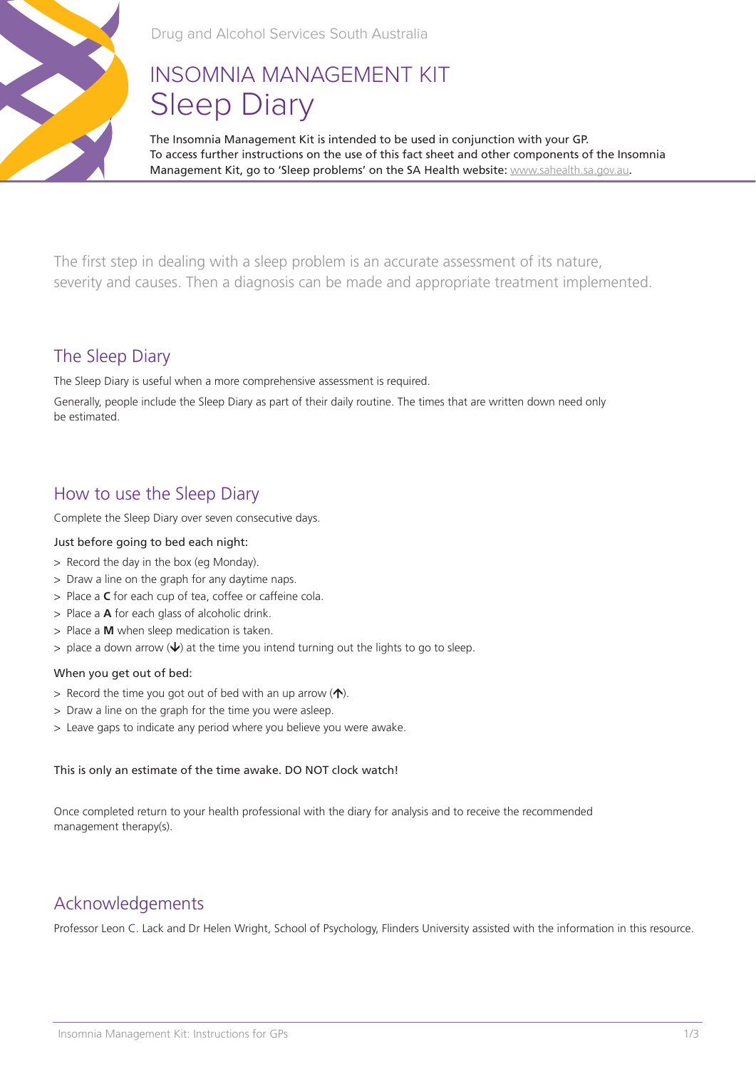Drug and Alcohol Services South Australia

# INSOMNIA MANAGEMENT KIT
# Sleep Diary

The Insomnia Management Kit is intended to be used in conjunction with your GP. To access further instructions on the use of this fact sheet and other components of the Insomnia Management Kit, go to 'Sleep problems' on the SA Health website: www.sahealth.sa.gov.au.

The first step in dealing with a sleep problem is an accurate assessment of its nature, severity and causes. Then a diagnosis can be made and appropriate treatment implemented.

## The Sleep Diary

The Sleep Diary is useful when a more comprehensive assessment is required.

Generally, people include the Sleep Diary as part of their daily routine. The times that are written down need only be estimated.

## How to use the Sleep Diary

Complete the Sleep Diary over seven consecutive days.

Just before going to bed each night:

> Record the day in the box (eg Monday).
> Draw a line on the graph for any daytime naps.
> Place a **C** for each cup of tea, coffee or caffeine cola.
> Place a **A** for each glass of alcoholic drink.
> Place a **M** when sleep medication is taken.
> place a down arrow (🡓) at the time you intend turning out the lights to go to sleep.

When you get out of bed:

> Record the time you got out of bed with an up arrow (🡑).
> Draw a line on the graph for the time you were asleep.
> Leave gaps to indicate any period where you believe you were awake.

This is only an estimate of the time awake. DO NOT clock watch!

Once completed return to your health professional with the diary for analysis and to receive the recommended management therapy(s).

## Acknowledgements

Professor Leon C. Lack and Dr Helen Wright, School of Psychology, Flinders University assisted with the information in this resource.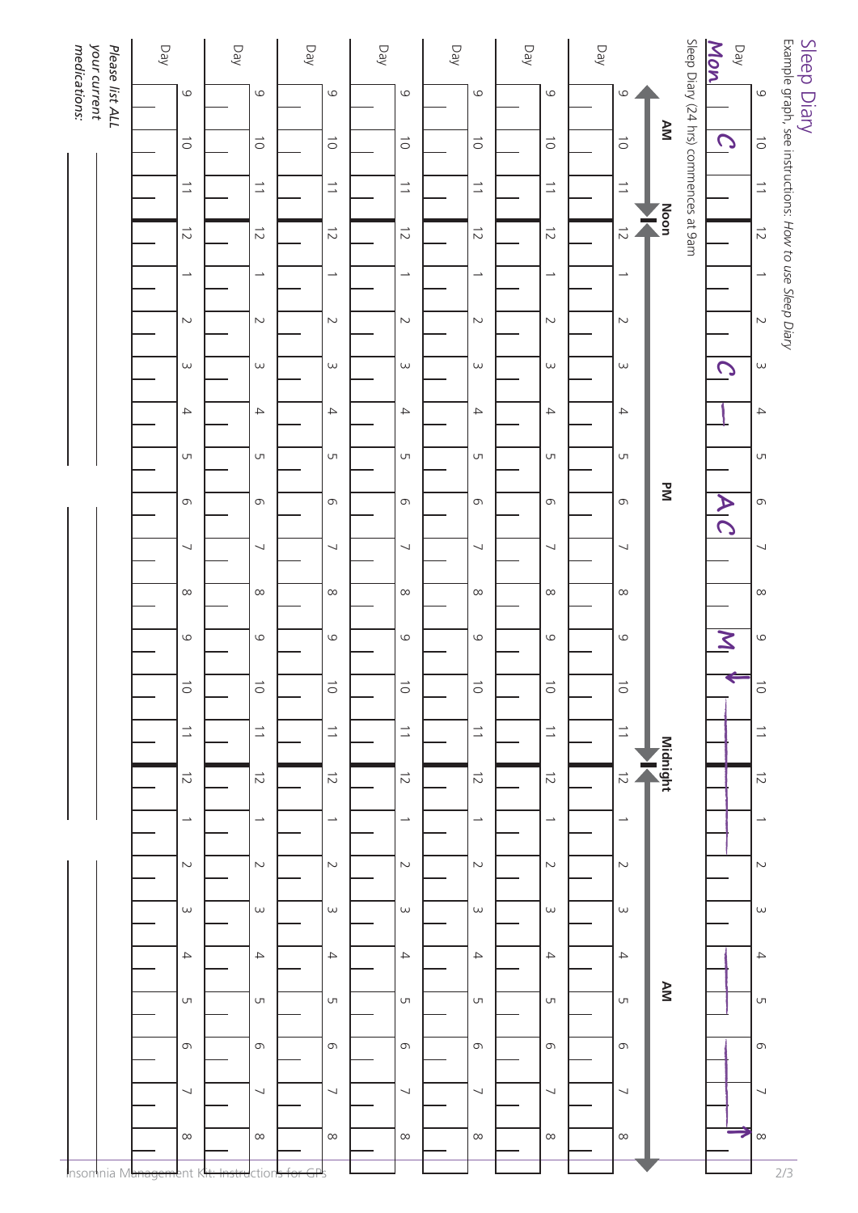# Sleep Diary

Example graph, see instructions: *How to use Sleep Diary*

| Day | 9 | 10 | 11 | 12 | 1 | 2 | 3 | 4 | 5 | 6 | 7 | 8 | 9 | 10 | 11 | 12 | 1 | 2 | 3 | 4 | 5 | 6 | 7 | 8 |
|---|---|---|---|---|---|---|---|---|---|---|---|---|---|---|---|---|---|---|---|---|---|---|---|---|
| Mon | | C | | | | | C | | | A C | | | M | ↓ | | | | | | | | | | ↑ |

Sleep Diary (24 hrs) commences at 9am

AM — Noon — PM — Midnight — AM

| Day | 9 | 10 | 11 | 12 | 1 | 2 | 3 | 4 | 5 | 6 | 7 | 8 | 9 | 10 | 11 | 12 | 1 | 2 | 3 | 4 | 5 | 6 | 7 | 8 |
|---|---|---|---|---|---|---|---|---|---|---|---|---|---|---|---|---|---|---|---|---|---|---|---|---|
| Day | | | | | | | | | | | | | | | | | | | | | | | | |
| Day | | | | | | | | | | | | | | | | | | | | | | | | |
| Day | | | | | | | | | | | | | | | | | | | | | | | | |
| Day | | | | | | | | | | | | | | | | | | | | | | | | |
| Day | | | | | | | | | | | | | | | | | | | | | | | | |
| Day | | | | | | | | | | | | | | | | | | | | | | | | |
| Day | | | | | | | | | | | | | | | | | | | | | | | | |

*Please list ALL your current medications:*

_______________________________________________

_______________________________________________

_______________________________________________

_______________________________________________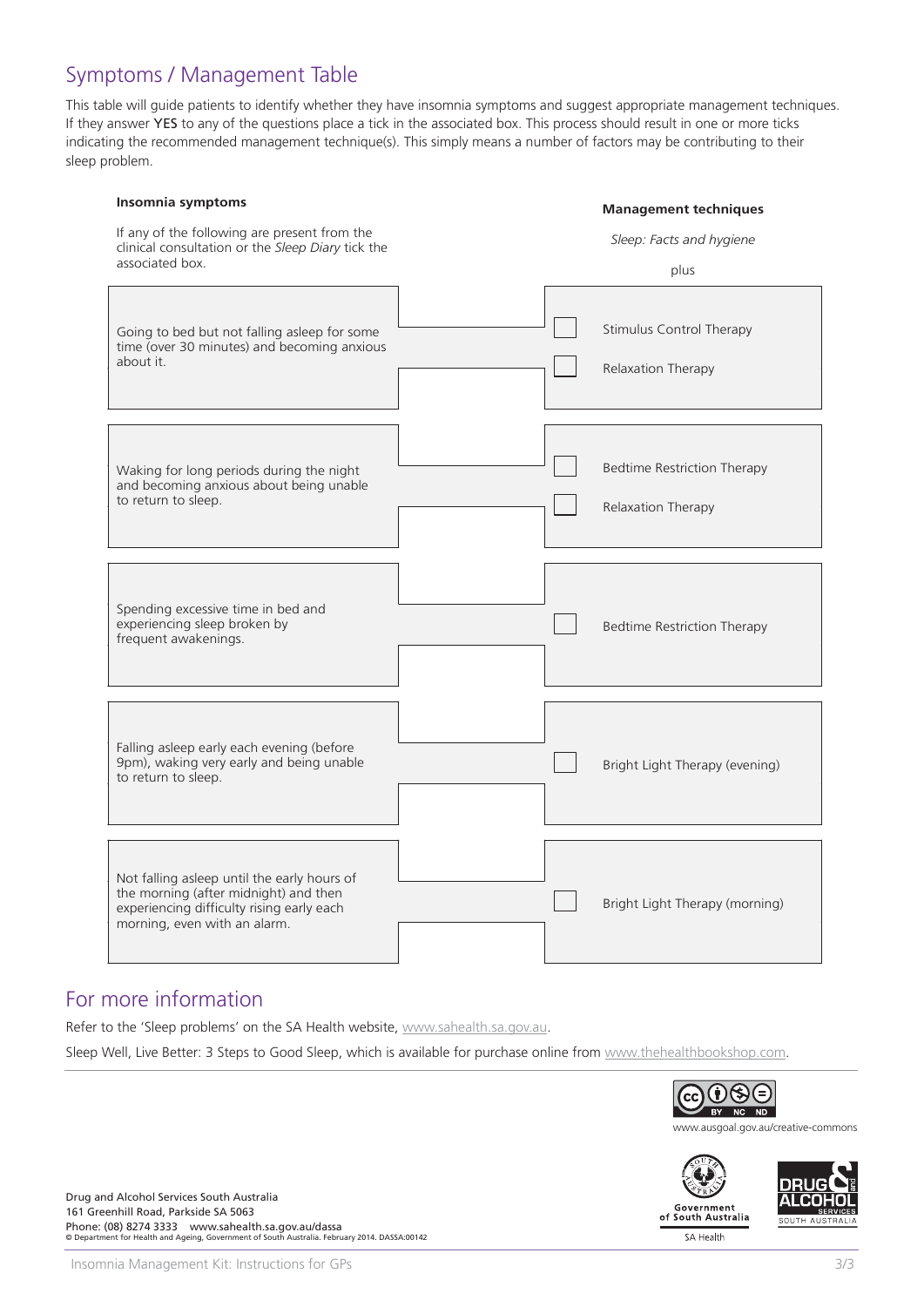## Symptoms / Management Table

This table will guide patients to identify whether they have insomnia symptoms and suggest appropriate management techniques. If they answer YES to any of the questions place a tick in the associated box. This process should result in one or more ticks indicating the recommended management technique(s). This simply means a number of factors may be contributing to their sleep problem.

| **Insomnia symptoms**<br>If any of the following are present from the clinical consultation or the *Sleep Diary* tick the associated box. | **Management techniques**<br>*Sleep: Facts and hygiene*<br>plus |
|---|---|
| Going to bed but not falling asleep for some time (over 30 minutes) and becoming anxious about it. | ☐ Stimulus Control Therapy<br>☐ Relaxation Therapy |
| Waking for long periods during the night and becoming anxious about being unable to return to sleep. | ☐ Bedtime Restriction Therapy<br>☐ Relaxation Therapy |
| Spending excessive time in bed and experiencing sleep broken by frequent awakenings. | ☐ Bedtime Restriction Therapy |
| Falling asleep early each evening (before 9pm), waking very early and being unable to return to sleep. | ☐ Bright Light Therapy (evening) |
| Not falling asleep until the early hours of the morning (after midnight) and then experiencing difficulty rising early each morning, even with an alarm. | ☐ Bright Light Therapy (morning) |

## For more information

Refer to the 'Sleep problems' on the SA Health website, www.sahealth.sa.gov.au.

Sleep Well, Live Better: 3 Steps to Good Sleep, which is available for purchase online from www.thehealthbookshop.com.

www.ausgoal.gov.au/creative-commons

Drug and Alcohol Services South Australia
161 Greenhill Road, Parkside SA 5063
Phone: (08) 8274 3333 www.sahealth.sa.gov.au/dassa
© Department for Health and Ageing, Government of South Australia. February 2014. DASSA:00142